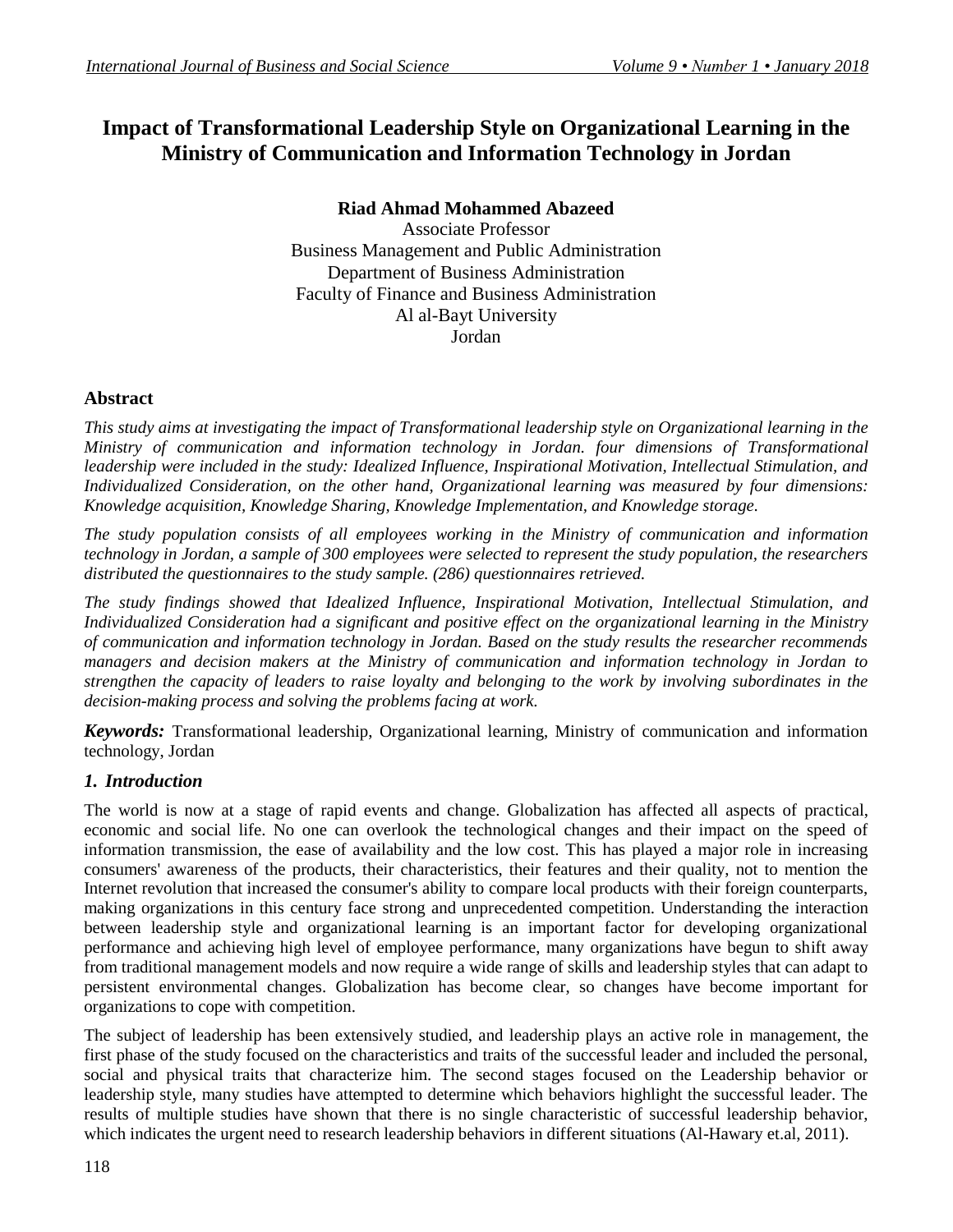# Impact of Transformational Leadership Style on Organizational Learning in the Ministry of Communication and Information Technology in Jordan

**Riad Ahmad Mohammed Abazeed**
Associate Professor
Business Management and Public Administration
Department of Business Administration
Faculty of Finance and Business Administration
Al al-Bayt University
Jordan

## Abstract

*This study aims at investigating the impact of Transformational leadership style on Organizational learning in the Ministry of communication and information technology in Jordan. four dimensions of Transformational leadership were included in the study: Idealized Influence, Inspirational Motivation, Intellectual Stimulation, and Individualized Consideration, on the other hand, Organizational learning was measured by four dimensions: Knowledge acquisition, Knowledge Sharing, Knowledge Implementation, and Knowledge storage.*

*The study population consists of all employees working in the Ministry of communication and information technology in Jordan, a sample of 300 employees were selected to represent the study population, the researchers distributed the questionnaires to the study sample. (286) questionnaires retrieved.*

*The study findings showed that Idealized Influence, Inspirational Motivation, Intellectual Stimulation, and Individualized Consideration had a significant and positive effect on the organizational learning in the Ministry of communication and information technology in Jordan. Based on the study results the researcher recommends managers and decision makers at the Ministry of communication and information technology in Jordan to strengthen the capacity of leaders to raise loyalty and belonging to the work by involving subordinates in the decision-making process and solving the problems facing at work.*

***Keywords:*** Transformational leadership, Organizational learning, Ministry of communication and information technology, Jordan

## *1. Introduction*

The world is now at a stage of rapid events and change. Globalization has affected all aspects of practical, economic and social life. No one can overlook the technological changes and their impact on the speed of information transmission, the ease of availability and the low cost. This has played a major role in increasing consumers' awareness of the products, their characteristics, their features and their quality, not to mention the Internet revolution that increased the consumer's ability to compare local products with their foreign counterparts, making organizations in this century face strong and unprecedented competition. Understanding the interaction between leadership style and organizational learning is an important factor for developing organizational performance and achieving high level of employee performance, many organizations have begun to shift away from traditional management models and now require a wide range of skills and leadership styles that can adapt to persistent environmental changes. Globalization has become clear, so changes have become important for organizations to cope with competition.

The subject of leadership has been extensively studied, and leadership plays an active role in management, the first phase of the study focused on the characteristics and traits of the successful leader and included the personal, social and physical traits that characterize him. The second stages focused on the Leadership behavior or leadership style, many studies have attempted to determine which behaviors highlight the successful leader. The results of multiple studies have shown that there is no single characteristic of successful leadership behavior, which indicates the urgent need to research leadership behaviors in different situations (Al-Hawary et.al, 2011).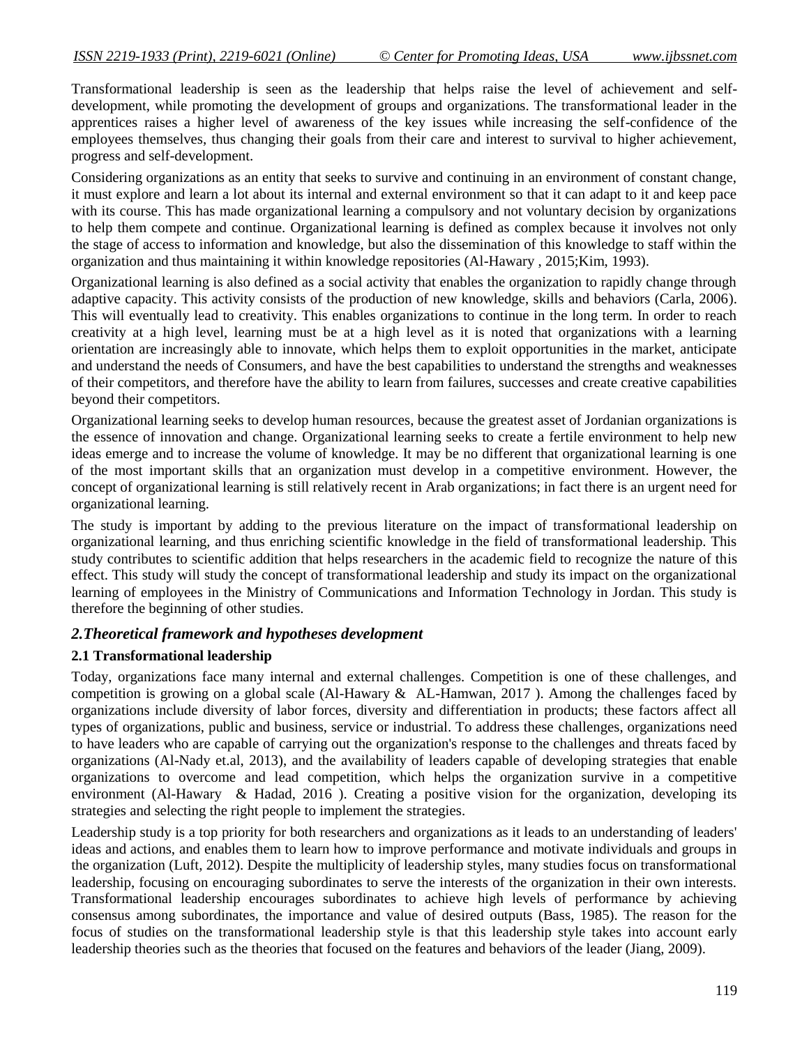Transformational leadership is seen as the leadership that helps raise the level of achievement and self-development, while promoting the development of groups and organizations. The transformational leader in the apprentices raises a higher level of awareness of the key issues while increasing the self-confidence of the employees themselves, thus changing their goals from their care and interest to survival to higher achievement, progress and self-development.

Considering organizations as an entity that seeks to survive and continuing in an environment of constant change, it must explore and learn a lot about its internal and external environment so that it can adapt to it and keep pace with its course. This has made organizational learning a compulsory and not voluntary decision by organizations to help them compete and continue. Organizational learning is defined as complex because it involves not only the stage of access to information and knowledge, but also the dissemination of this knowledge to staff within the organization and thus maintaining it within knowledge repositories (Al-Hawary , 2015;Kim, 1993).

Organizational learning is also defined as a social activity that enables the organization to rapidly change through adaptive capacity. This activity consists of the production of new knowledge, skills and behaviors (Carla, 2006). This will eventually lead to creativity. This enables organizations to continue in the long term. In order to reach creativity at a high level, learning must be at a high level as it is noted that organizations with a learning orientation are increasingly able to innovate, which helps them to exploit opportunities in the market, anticipate and understand the needs of Consumers, and have the best capabilities to understand the strengths and weaknesses of their competitors, and therefore have the ability to learn from failures, successes and create creative capabilities beyond their competitors.

Organizational learning seeks to develop human resources, because the greatest asset of Jordanian organizations is the essence of innovation and change. Organizational learning seeks to create a fertile environment to help new ideas emerge and to increase the volume of knowledge. It may be no different that organizational learning is one of the most important skills that an organization must develop in a competitive environment. However, the concept of organizational learning is still relatively recent in Arab organizations; in fact there is an urgent need for organizational learning.

The study is important by adding to the previous literature on the impact of transformational leadership on organizational learning, and thus enriching scientific knowledge in the field of transformational leadership. This study contributes to scientific addition that helps researchers in the academic field to recognize the nature of this effect. This study will study the concept of transformational leadership and study its impact on the organizational learning of employees in the Ministry of Communications and Information Technology in Jordan. This study is therefore the beginning of other studies.

## *2.Theoretical framework and hypotheses development*

### 2.1 Transformational leadership

Today, organizations face many internal and external challenges. Competition is one of these challenges, and competition is growing on a global scale (Al-Hawary & AL-Hamwan, 2017 ). Among the challenges faced by organizations include diversity of labor forces, diversity and differentiation in products; these factors affect all types of organizations, public and business, service or industrial. To address these challenges, organizations need to have leaders who are capable of carrying out the organization's response to the challenges and threats faced by organizations (Al-Nady et.al, 2013), and the availability of leaders capable of developing strategies that enable organizations to overcome and lead competition, which helps the organization survive in a competitive environment (Al-Hawary & Hadad, 2016 ). Creating a positive vision for the organization, developing its strategies and selecting the right people to implement the strategies.

Leadership study is a top priority for both researchers and organizations as it leads to an understanding of leaders' ideas and actions, and enables them to learn how to improve performance and motivate individuals and groups in the organization (Luft, 2012). Despite the multiplicity of leadership styles, many studies focus on transformational leadership, focusing on encouraging subordinates to serve the interests of the organization in their own interests. Transformational leadership encourages subordinates to achieve high levels of performance by achieving consensus among subordinates, the importance and value of desired outputs (Bass, 1985). The reason for the focus of studies on the transformational leadership style is that this leadership style takes into account early leadership theories such as the theories that focused on the features and behaviors of the leader (Jiang, 2009).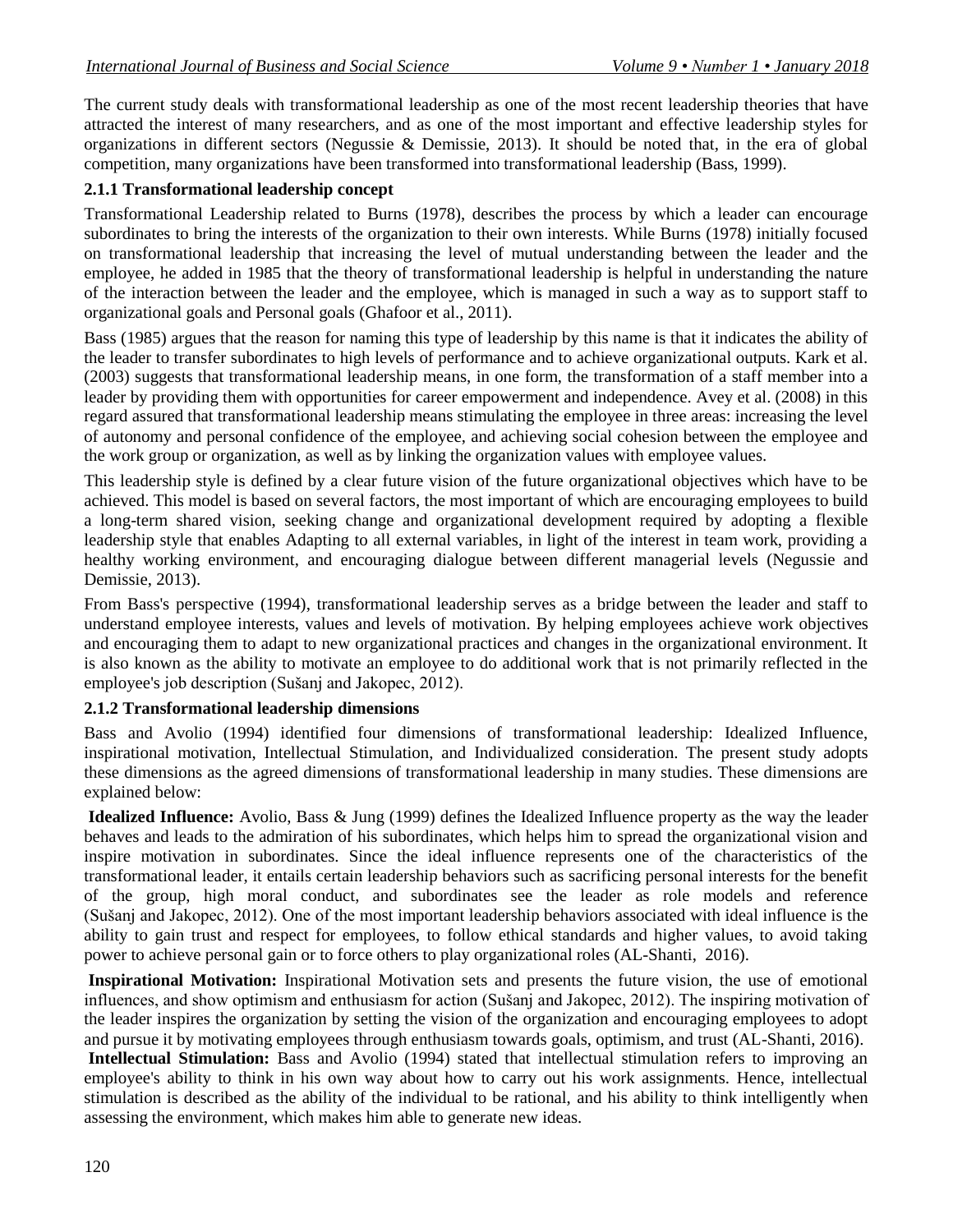The current study deals with transformational leadership as one of the most recent leadership theories that have attracted the interest of many researchers, and as one of the most important and effective leadership styles for organizations in different sectors (Negussie & Demissie, 2013). It should be noted that, in the era of global competition, many organizations have been transformed into transformational leadership (Bass, 1999).

### 2.1.1 Transformational leadership concept

Transformational Leadership related to Burns (1978), describes the process by which a leader can encourage subordinates to bring the interests of the organization to their own interests. While Burns (1978) initially focused on transformational leadership that increasing the level of mutual understanding between the leader and the employee, he added in 1985 that the theory of transformational leadership is helpful in understanding the nature of the interaction between the leader and the employee, which is managed in such a way as to support staff to organizational goals and Personal goals (Ghafoor et al., 2011).

Bass (1985) argues that the reason for naming this type of leadership by this name is that it indicates the ability of the leader to transfer subordinates to high levels of performance and to achieve organizational outputs. Kark et al. (2003) suggests that transformational leadership means, in one form, the transformation of a staff member into a leader by providing them with opportunities for career empowerment and independence. Avey et al. (2008) in this regard assured that transformational leadership means stimulating the employee in three areas: increasing the level of autonomy and personal confidence of the employee, and achieving social cohesion between the employee and the work group or organization, as well as by linking the organization values with employee values.

This leadership style is defined by a clear future vision of the future organizational objectives which have to be achieved. This model is based on several factors, the most important of which are encouraging employees to build a long-term shared vision, seeking change and organizational development required by adopting a flexible leadership style that enables Adapting to all external variables, in light of the interest in team work, providing a healthy working environment, and encouraging dialogue between different managerial levels (Negussie and Demissie, 2013).

From Bass's perspective (1994), transformational leadership serves as a bridge between the leader and staff to understand employee interests, values and levels of motivation. By helping employees achieve work objectives and encouraging them to adapt to new organizational practices and changes in the organizational environment. It is also known as the ability to motivate an employee to do additional work that is not primarily reflected in the employee's job description (Sušanj and Jakopec, 2012).

### 2.1.2 Transformational leadership dimensions

Bass and Avolio (1994) identified four dimensions of transformational leadership: Idealized Influence, inspirational motivation, Intellectual Stimulation, and Individualized consideration. The present study adopts these dimensions as the agreed dimensions of transformational leadership in many studies. These dimensions are explained below:

**Idealized Influence:** Avolio, Bass & Jung (1999) defines the Idealized Influence property as the way the leader behaves and leads to the admiration of his subordinates, which helps him to spread the organizational vision and inspire motivation in subordinates. Since the ideal influence represents one of the characteristics of the transformational leader, it entails certain leadership behaviors such as sacrificing personal interests for the benefit of the group, high moral conduct, and subordinates see the leader as role models and reference (Sušanj and Jakopec, 2012). One of the most important leadership behaviors associated with ideal influence is the ability to gain trust and respect for employees, to follow ethical standards and higher values, to avoid taking power to achieve personal gain or to force others to play organizational roles (AL-Shanti, 2016).

**Inspirational Motivation:** Inspirational Motivation sets and presents the future vision, the use of emotional influences, and show optimism and enthusiasm for action (Sušanj and Jakopec, 2012). The inspiring motivation of the leader inspires the organization by setting the vision of the organization and encouraging employees to adopt and pursue it by motivating employees through enthusiasm towards goals, optimism, and trust (AL-Shanti, 2016).

**Intellectual Stimulation:** Bass and Avolio (1994) stated that intellectual stimulation refers to improving an employee's ability to think in his own way about how to carry out his work assignments. Hence, intellectual stimulation is described as the ability of the individual to be rational, and his ability to think intelligently when assessing the environment, which makes him able to generate new ideas.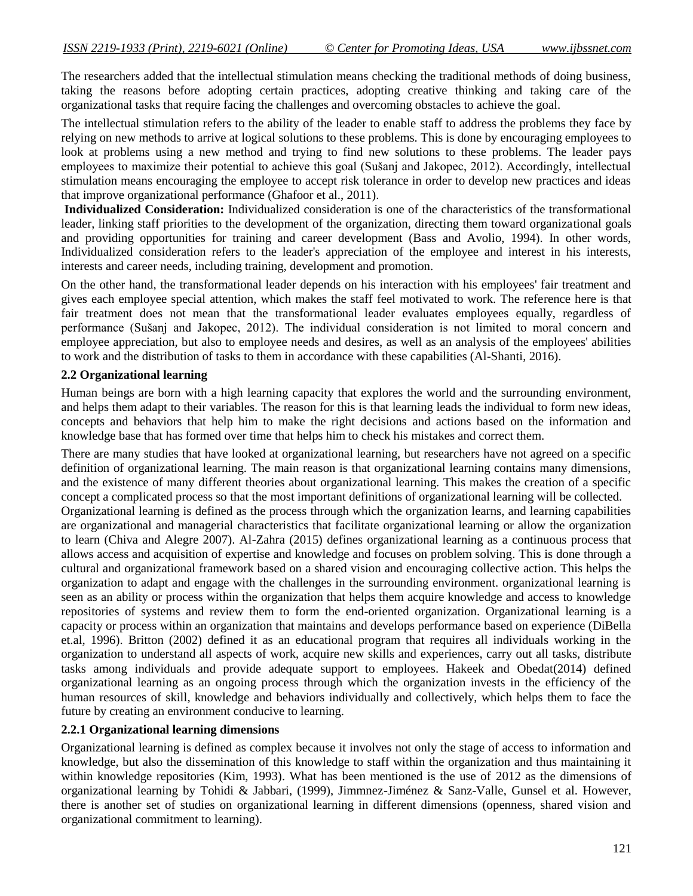The researchers added that the intellectual stimulation means checking the traditional methods of doing business, taking the reasons before adopting certain practices, adopting creative thinking and taking care of the organizational tasks that require facing the challenges and overcoming obstacles to achieve the goal.

The intellectual stimulation refers to the ability of the leader to enable staff to address the problems they face by relying on new methods to arrive at logical solutions to these problems. This is done by encouraging employees to look at problems using a new method and trying to find new solutions to these problems. The leader pays employees to maximize their potential to achieve this goal (Sušanj and Jakopec, 2012). Accordingly, intellectual stimulation means encouraging the employee to accept risk tolerance in order to develop new practices and ideas that improve organizational performance (Ghafoor et al., 2011).

**Individualized Consideration:** Individualized consideration is one of the characteristics of the transformational leader, linking staff priorities to the development of the organization, directing them toward organizational goals and providing opportunities for training and career development (Bass and Avolio, 1994). In other words, Individualized consideration refers to the leader's appreciation of the employee and interest in his interests, interests and career needs, including training, development and promotion.

On the other hand, the transformational leader depends on his interaction with his employees' fair treatment and gives each employee special attention, which makes the staff feel motivated to work. The reference here is that fair treatment does not mean that the transformational leader evaluates employees equally, regardless of performance (Sušanj and Jakopec, 2012). The individual consideration is not limited to moral concern and employee appreciation, but also to employee needs and desires, as well as an analysis of the employees' abilities to work and the distribution of tasks to them in accordance with these capabilities (Al-Shanti, 2016).

### 2.2 Organizational learning

Human beings are born with a high learning capacity that explores the world and the surrounding environment, and helps them adapt to their variables. The reason for this is that learning leads the individual to form new ideas, concepts and behaviors that help him to make the right decisions and actions based on the information and knowledge base that has formed over time that helps him to check his mistakes and correct them.

There are many studies that have looked at organizational learning, but researchers have not agreed on a specific definition of organizational learning. The main reason is that organizational learning contains many dimensions, and the existence of many different theories about organizational learning. This makes the creation of a specific concept a complicated process so that the most important definitions of organizational learning will be collected.

Organizational learning is defined as the process through which the organization learns, and learning capabilities are organizational and managerial characteristics that facilitate organizational learning or allow the organization to learn (Chiva and Alegre 2007). Al-Zahra (2015) defines organizational learning as a continuous process that allows access and acquisition of expertise and knowledge and focuses on problem solving. This is done through a cultural and organizational framework based on a shared vision and encouraging collective action. This helps the organization to adapt and engage with the challenges in the surrounding environment. organizational learning is seen as an ability or process within the organization that helps them acquire knowledge and access to knowledge repositories of systems and review them to form the end-oriented organization. Organizational learning is a capacity or process within an organization that maintains and develops performance based on experience (DiBella et.al, 1996). Britton (2002) defined it as an educational program that requires all individuals working in the organization to understand all aspects of work, acquire new skills and experiences, carry out all tasks, distribute tasks among individuals and provide adequate support to employees. Hakeek and Obedat(2014) defined organizational learning as an ongoing process through which the organization invests in the efficiency of the human resources of skill, knowledge and behaviors individually and collectively, which helps them to face the future by creating an environment conducive to learning.

#### 2.2.1 Organizational learning dimensions

Organizational learning is defined as complex because it involves not only the stage of access to information and knowledge, but also the dissemination of this knowledge to staff within the organization and thus maintaining it within knowledge repositories (Kim, 1993). What has been mentioned is the use of 2012 as the dimensions of organizational learning by Tohidi & Jabbari, (1999), Jimmnez-Jiménez & Sanz-Valle, Gunsel et al. However, there is another set of studies on organizational learning in different dimensions (openness, shared vision and organizational commitment to learning).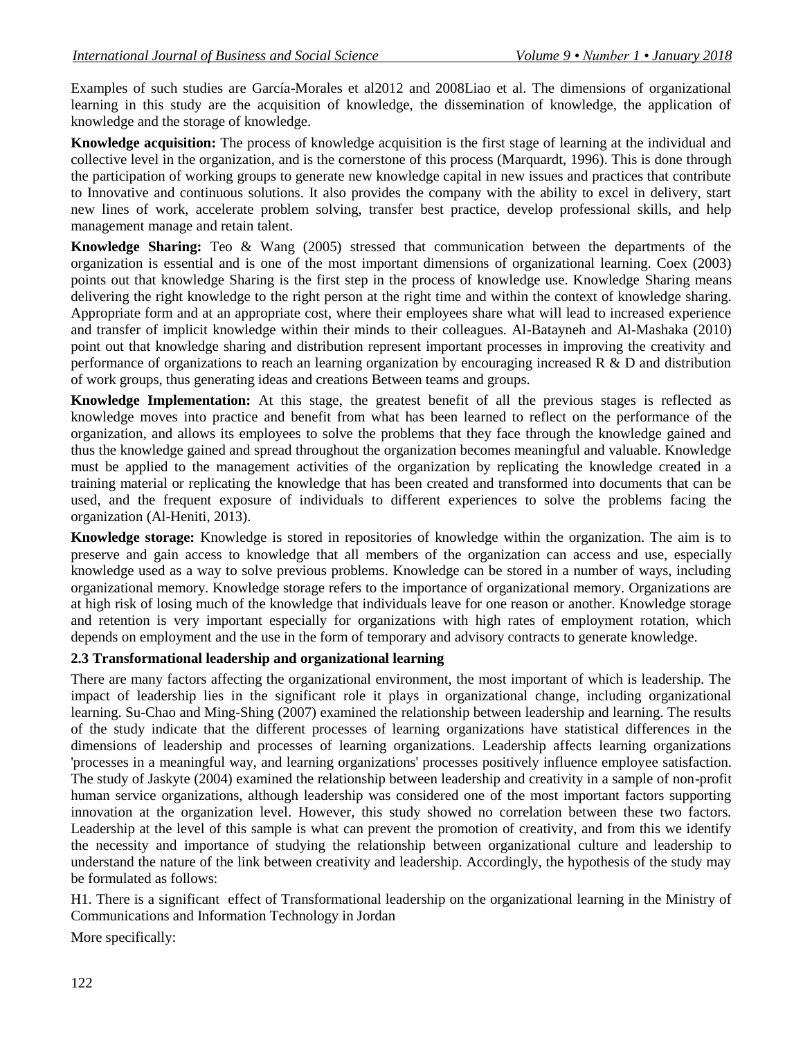Examples of such studies are García-Morales et al2012 and 2008Liao et al. The dimensions of organizational learning in this study are the acquisition of knowledge, the dissemination of knowledge, the application of knowledge and the storage of knowledge.

**Knowledge acquisition:** The process of knowledge acquisition is the first stage of learning at the individual and collective level in the organization, and is the cornerstone of this process (Marquardt, 1996). This is done through the participation of working groups to generate new knowledge capital in new issues and practices that contribute to Innovative and continuous solutions. It also provides the company with the ability to excel in delivery, start new lines of work, accelerate problem solving, transfer best practice, develop professional skills, and help management manage and retain talent.

**Knowledge Sharing:** Teo & Wang (2005) stressed that communication between the departments of the organization is essential and is one of the most important dimensions of organizational learning. Coex (2003) points out that knowledge Sharing is the first step in the process of knowledge use. Knowledge Sharing means delivering the right knowledge to the right person at the right time and within the context of knowledge sharing. Appropriate form and at an appropriate cost, where their employees share what will lead to increased experience and transfer of implicit knowledge within their minds to their colleagues. Al-Batayneh and Al-Mashaka (2010) point out that knowledge sharing and distribution represent important processes in improving the creativity and performance of organizations to reach an learning organization by encouraging increased R & D and distribution of work groups, thus generating ideas and creations Between teams and groups.

**Knowledge Implementation:** At this stage, the greatest benefit of all the previous stages is reflected as knowledge moves into practice and benefit from what has been learned to reflect on the performance of the organization, and allows its employees to solve the problems that they face through the knowledge gained and thus the knowledge gained and spread throughout the organization becomes meaningful and valuable. Knowledge must be applied to the management activities of the organization by replicating the knowledge created in a training material or replicating the knowledge that has been created and transformed into documents that can be used, and the frequent exposure of individuals to different experiences to solve the problems facing the organization (Al-Heniti, 2013).

**Knowledge storage:** Knowledge is stored in repositories of knowledge within the organization. The aim is to preserve and gain access to knowledge that all members of the organization can access and use, especially knowledge used as a way to solve previous problems. Knowledge can be stored in a number of ways, including organizational memory. Knowledge storage refers to the importance of organizational memory. Organizations are at high risk of losing much of the knowledge that individuals leave for one reason or another. Knowledge storage and retention is very important especially for organizations with high rates of employment rotation, which depends on employment and the use in the form of temporary and advisory contracts to generate knowledge.

### 2.3 Transformational leadership and organizational learning

There are many factors affecting the organizational environment, the most important of which is leadership. The impact of leadership lies in the significant role it plays in organizational change, including organizational learning. Su-Chao and Ming-Shing (2007) examined the relationship between leadership and learning. The results of the study indicate that the different processes of learning organizations have statistical differences in the dimensions of leadership and processes of learning organizations. Leadership affects learning organizations 'processes in a meaningful way, and learning organizations' processes positively influence employee satisfaction. The study of Jaskyte (2004) examined the relationship between leadership and creativity in a sample of non-profit human service organizations, although leadership was considered one of the most important factors supporting innovation at the organization level. However, this study showed no correlation between these two factors. Leadership at the level of this sample is what can prevent the promotion of creativity, and from this we identify the necessity and importance of studying the relationship between organizational culture and leadership to understand the nature of the link between creativity and leadership. Accordingly, the hypothesis of the study may be formulated as follows:

H1. There is a significant effect of Transformational leadership on the organizational learning in the Ministry of Communications and Information Technology in Jordan

More specifically: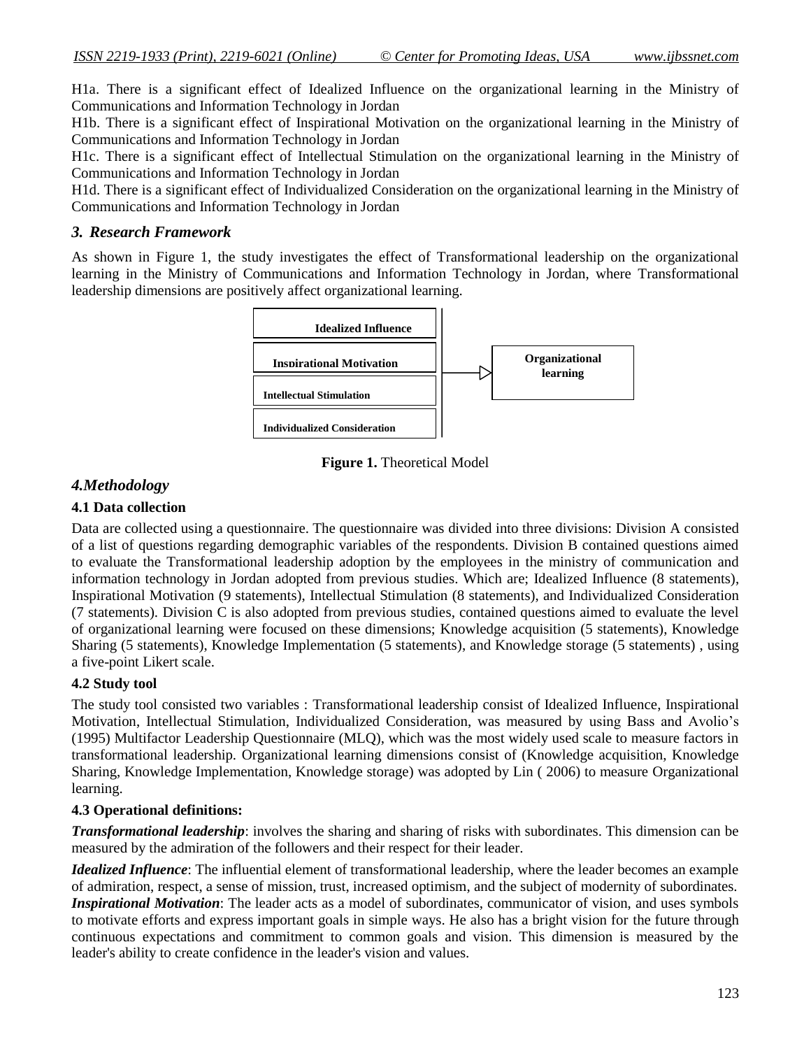H1a. There is a significant effect of Idealized Influence on the organizational learning in the Ministry of Communications and Information Technology in Jordan

H1b. There is a significant effect of Inspirational Motivation on the organizational learning in the Ministry of Communications and Information Technology in Jordan

H1c. There is a significant effect of Intellectual Stimulation on the organizational learning in the Ministry of Communications and Information Technology in Jordan

H1d. There is a significant effect of Individualized Consideration on the organizational learning in the Ministry of Communications and Information Technology in Jordan

## *3. Research Framework*

As shown in Figure 1, the study investigates the effect of Transformational leadership on the organizational learning in the Ministry of Communications and Information Technology in Jordan, where Transformational leadership dimensions are positively affect organizational learning.

Idealized Influence

Inspirational Motivation

Intellectual Stimulation

Individualized Consideration

Organizational learning

**Figure 1.** Theoretical Model

## *4.Methodology*

### 4.1 Data collection

Data are collected using a questionnaire. The questionnaire was divided into three divisions: Division A consisted of a list of questions regarding demographic variables of the respondents. Division B contained questions aimed to evaluate the Transformational leadership adoption by the employees in the ministry of communication and information technology in Jordan adopted from previous studies. Which are; Idealized Influence (8 statements), Inspirational Motivation (9 statements), Intellectual Stimulation (8 statements), and Individualized Consideration (7 statements). Division C is also adopted from previous studies, contained questions aimed to evaluate the level of organizational learning were focused on these dimensions; Knowledge acquisition (5 statements), Knowledge Sharing (5 statements), Knowledge Implementation (5 statements), and Knowledge storage (5 statements) , using a five-point Likert scale.

### 4.2 Study tool

The study tool consisted two variables : Transformational leadership consist of Idealized Influence, Inspirational Motivation, Intellectual Stimulation, Individualized Consideration, was measured by using Bass and Avolio's (1995) Multifactor Leadership Questionnaire (MLQ), which was the most widely used scale to measure factors in transformational leadership. Organizational learning dimensions consist of (Knowledge acquisition, Knowledge Sharing, Knowledge Implementation, Knowledge storage) was adopted by Lin ( 2006) to measure Organizational learning.

### 4.3 Operational definitions:

***Transformational leadership***: involves the sharing and sharing of risks with subordinates. This dimension can be measured by the admiration of the followers and their respect for their leader.

***Idealized Influence***: The influential element of transformational leadership, where the leader becomes an example of admiration, respect, a sense of mission, trust, increased optimism, and the subject of modernity of subordinates.

***Inspirational Motivation***: The leader acts as a model of subordinates, communicator of vision, and uses symbols to motivate efforts and express important goals in simple ways. He also has a bright vision for the future through continuous expectations and commitment to common goals and vision. This dimension is measured by the leader's ability to create confidence in the leader's vision and values.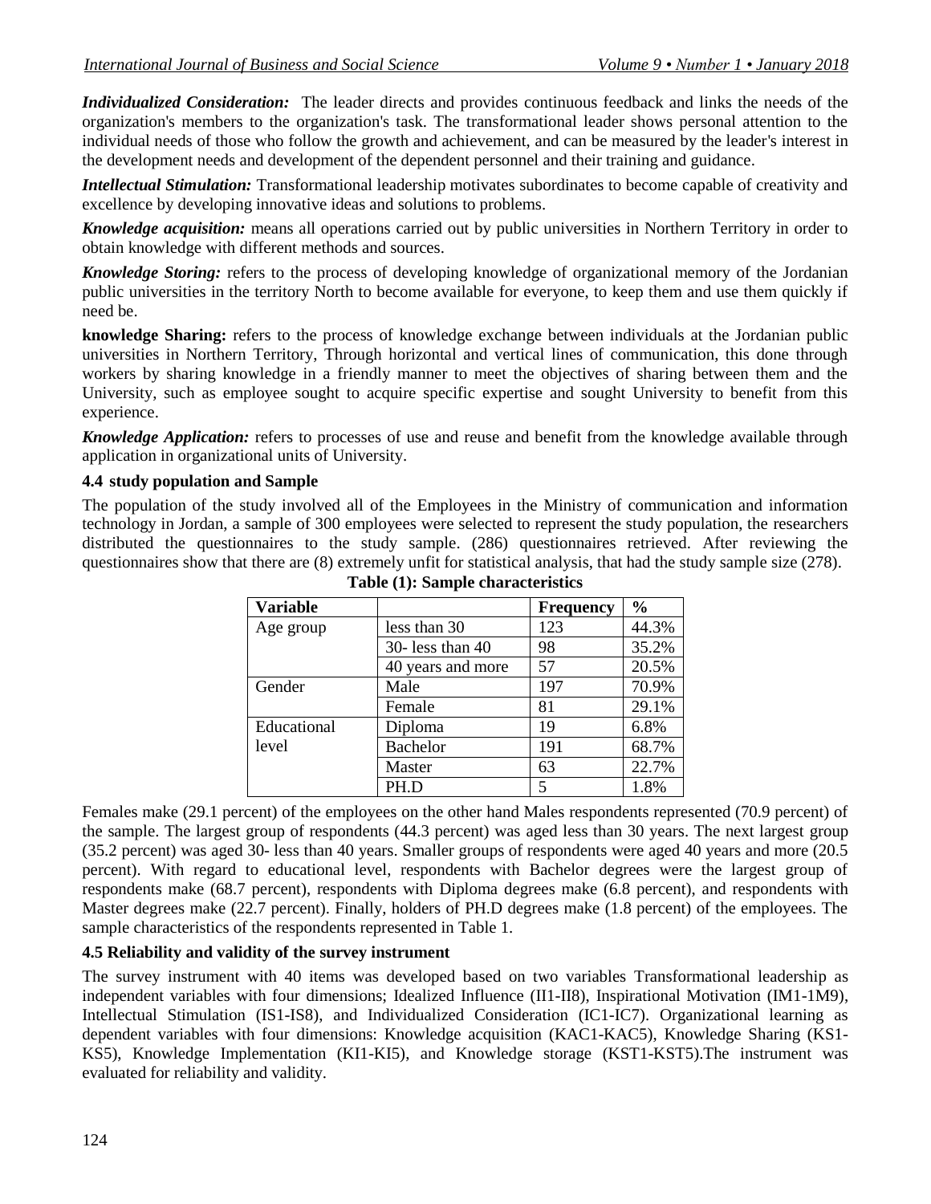***Individualized Consideration:*** The leader directs and provides continuous feedback and links the needs of the organization's members to the organization's task. The transformational leader shows personal attention to the individual needs of those who follow the growth and achievement, and can be measured by the leader's interest in the development needs and development of the dependent personnel and their training and guidance.

***Intellectual Stimulation:*** Transformational leadership motivates subordinates to become capable of creativity and excellence by developing innovative ideas and solutions to problems.

***Knowledge acquisition:*** means all operations carried out by public universities in Northern Territory in order to obtain knowledge with different methods and sources.

***Knowledge Storing:*** refers to the process of developing knowledge of organizational memory of the Jordanian public universities in the territory North to become available for everyone, to keep them and use them quickly if need be.

**knowledge Sharing:** refers to the process of knowledge exchange between individuals at the Jordanian public universities in Northern Territory, Through horizontal and vertical lines of communication, this done through workers by sharing knowledge in a friendly manner to meet the objectives of sharing between them and the University, such as employee sought to acquire specific expertise and sought University to benefit from this experience.

***Knowledge Application:*** refers to processes of use and reuse and benefit from the knowledge available through application in organizational units of University.

### 4.4 study population and Sample

The population of the study involved all of the Employees in the Ministry of communication and information technology in Jordan, a sample of 300 employees were selected to represent the study population, the researchers distributed the questionnaires to the study sample. (286) questionnaires retrieved. After reviewing the questionnaires show that there are (8) extremely unfit for statistical analysis, that had the study sample size (278).

**Table (1): Sample characteristics**

| Variable | | Frequency | % |
|---|---|---|---|
| Age group | less than 30 | 123 | 44.3% |
| | 30- less than 40 | 98 | 35.2% |
| | 40 years and more | 57 | 20.5% |
| Gender | Male | 197 | 70.9% |
| | Female | 81 | 29.1% |
| Educational level | Diploma | 19 | 6.8% |
| | Bachelor | 191 | 68.7% |
| | Master | 63 | 22.7% |
| | PH.D | 5 | 1.8% |

Females make (29.1 percent) of the employees on the other hand Males respondents represented (70.9 percent) of the sample. The largest group of respondents (44.3 percent) was aged less than 30 years. The next largest group (35.2 percent) was aged 30- less than 40 years. Smaller groups of respondents were aged 40 years and more (20.5 percent). With regard to educational level, respondents with Bachelor degrees were the largest group of respondents make (68.7 percent), respondents with Diploma degrees make (6.8 percent), and respondents with Master degrees make (22.7 percent). Finally, holders of PH.D degrees make (1.8 percent) of the employees. The sample characteristics of the respondents represented in Table 1.

### 4.5 Reliability and validity of the survey instrument

The survey instrument with 40 items was developed based on two variables Transformational leadership as independent variables with four dimensions; Idealized Influence (II1-II8), Inspirational Motivation (IM1-1M9), Intellectual Stimulation (IS1-IS8), and Individualized Consideration (IC1-IC7). Organizational learning as dependent variables with four dimensions: Knowledge acquisition (KAC1-KAC5), Knowledge Sharing (KS1-KS5), Knowledge Implementation (KI1-KI5), and Knowledge storage (KST1-KST5).The instrument was evaluated for reliability and validity.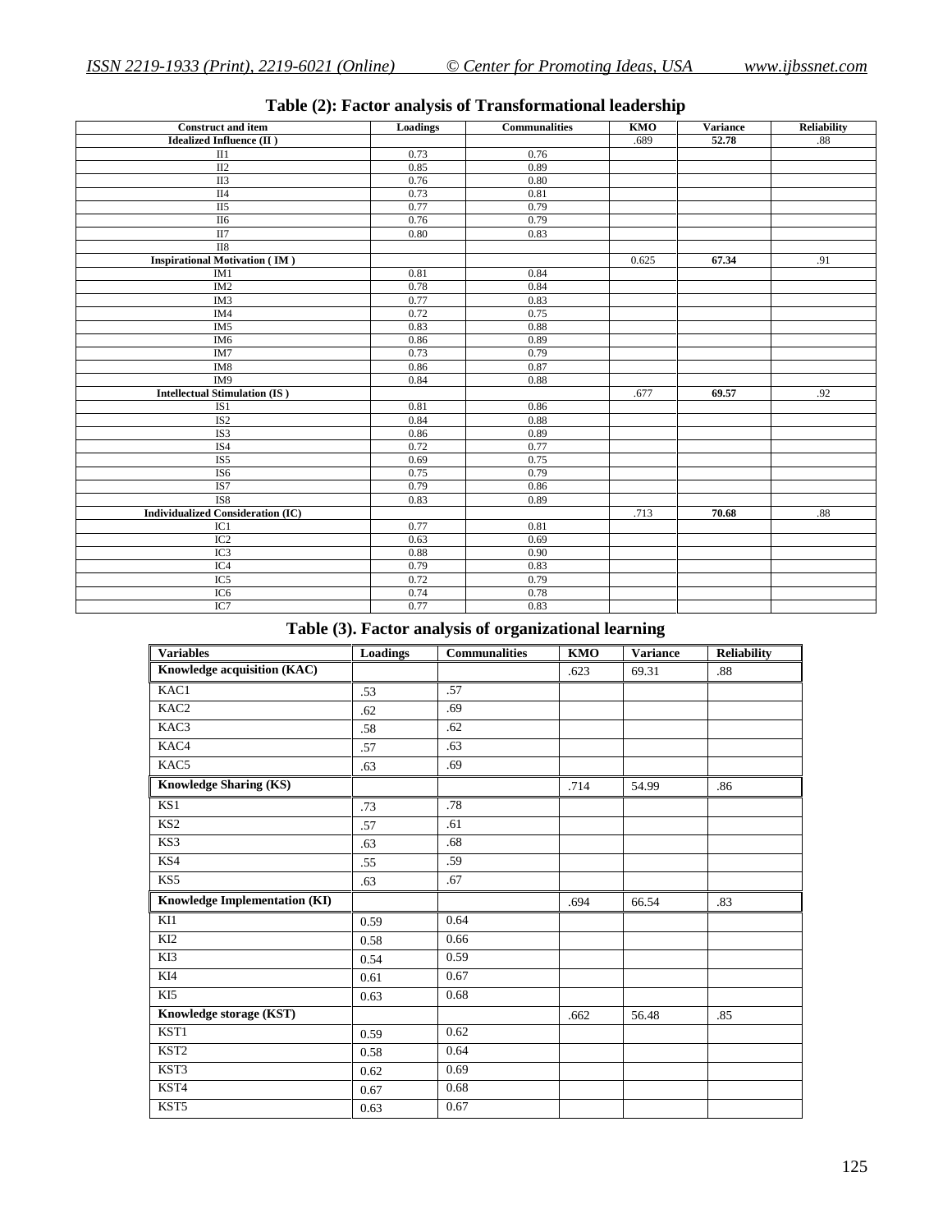### Table (2): Factor analysis of Transformational leadership

| Construct and item | Loadings | Communalities | KMO | Variance | Reliability |
|---|---|---|---|---|---|
| **Idealized Influence (II )** | | | .689 | **52.78** | .88 |
| II1 | 0.73 | 0.76 | | | |
| II2 | 0.85 | 0.89 | | | |
| II3 | 0.76 | 0.80 | | | |
| II4 | 0.73 | 0.81 | | | |
| II5 | 0.77 | 0.79 | | | |
| II6 | 0.76 | 0.79 | | | |
| II7 | 0.80 | 0.83 | | | |
| II8 | | | | | |
| **Inspirational Motivation ( IM )** | | | 0.625 | **67.34** | .91 |
| IM1 | 0.81 | 0.84 | | | |
| IM2 | 0.78 | 0.84 | | | |
| IM3 | 0.77 | 0.83 | | | |
| IM4 | 0.72 | 0.75 | | | |
| IM5 | 0.83 | 0.88 | | | |
| IM6 | 0.86 | 0.89 | | | |
| IM7 | 0.73 | 0.79 | | | |
| IM8 | 0.86 | 0.87 | | | |
| IM9 | 0.84 | 0.88 | | | |
| **Intellectual Stimulation (IS )** | | | .677 | **69.57** | .92 |
| IS1 | 0.81 | 0.86 | | | |
| IS2 | 0.84 | 0.88 | | | |
| IS3 | 0.86 | 0.89 | | | |
| IS4 | 0.72 | 0.77 | | | |
| IS5 | 0.69 | 0.75 | | | |
| IS6 | 0.75 | 0.79 | | | |
| IS7 | 0.79 | 0.86 | | | |
| IS8 | 0.83 | 0.89 | | | |
| **Individualized Consideration (IC)** | | | .713 | **70.68** | .88 |
| IC1 | 0.77 | 0.81 | | | |
| IC2 | 0.63 | 0.69 | | | |
| IC3 | 0.88 | 0.90 | | | |
| IC4 | 0.79 | 0.83 | | | |
| IC5 | 0.72 | 0.79 | | | |
| IC6 | 0.74 | 0.78 | | | |
| IC7 | 0.77 | 0.83 | | | |

### Table (3). Factor analysis of organizational learning

| Variables | Loadings | Communalities | KMO | Variance | Reliability |
|---|---|---|---|---|---|
| **Knowledge acquisition (KAC)** | | | .623 | 69.31 | .88 |
| KAC1 | .53 | .57 | | | |
| KAC2 | .62 | .69 | | | |
| KAC3 | .58 | .62 | | | |
| KAC4 | .57 | .63 | | | |
| KAC5 | .63 | .69 | | | |
| **Knowledge Sharing (KS)** | | | .714 | 54.99 | .86 |
| KS1 | .73 | .78 | | | |
| KS2 | .57 | .61 | | | |
| KS3 | .63 | .68 | | | |
| KS4 | .55 | .59 | | | |
| KS5 | .63 | .67 | | | |
| **Knowledge Implementation (KI)** | | | .694 | 66.54 | .83 |
| KI1 | 0.59 | 0.64 | | | |
| KI2 | 0.58 | 0.66 | | | |
| KI3 | 0.54 | 0.59 | | | |
| KI4 | 0.61 | 0.67 | | | |
| KI5 | 0.63 | 0.68 | | | |
| **Knowledge storage (KST)** | | | .662 | 56.48 | .85 |
| KST1 | 0.59 | 0.62 | | | |
| KST2 | 0.58 | 0.64 | | | |
| KST3 | 0.62 | 0.69 | | | |
| KST4 | 0.67 | 0.68 | | | |
| KST5 | 0.63 | 0.67 | | | |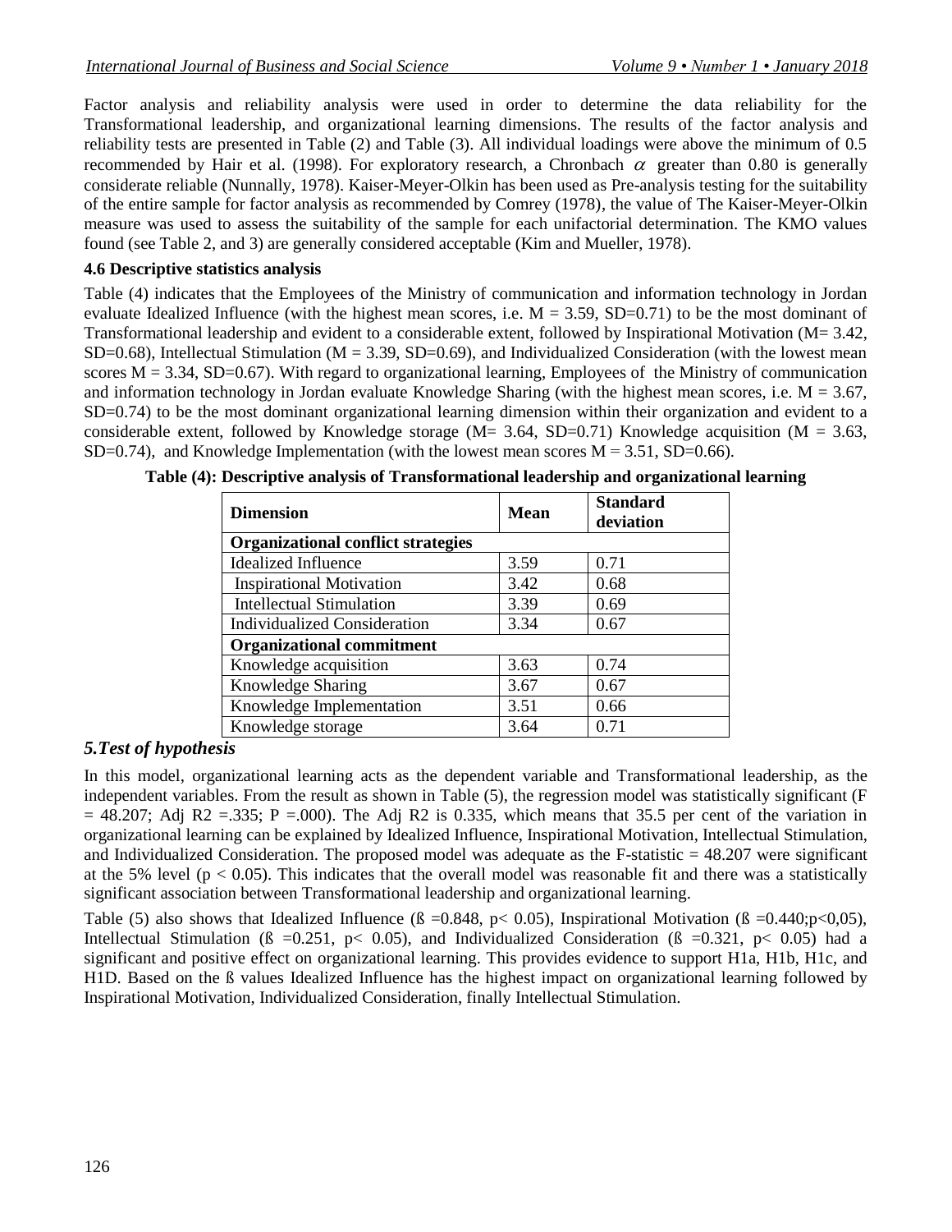Factor analysis and reliability analysis were used in order to determine the data reliability for the Transformational leadership, and organizational learning dimensions. The results of the factor analysis and reliability tests are presented in Table (2) and Table (3). All individual loadings were above the minimum of 0.5 recommended by Hair et al. (1998). For exploratory research, a Chronbach $\alpha$ greater than 0.80 is generally considerate reliable (Nunnally, 1978). Kaiser-Meyer-Olkin has been used as Pre-analysis testing for the suitability of the entire sample for factor analysis as recommended by Comrey (1978), the value of The Kaiser-Meyer-Olkin measure was used to assess the suitability of the sample for each unifactorial determination. The KMO values found (see Table 2, and 3) are generally considered acceptable (Kim and Mueller, 1978).

### 4.6 Descriptive statistics analysis

Table (4) indicates that the Employees of the Ministry of communication and information technology in Jordan evaluate Idealized Influence (with the highest mean scores, i.e. M = 3.59, SD=0.71) to be the most dominant of Transformational leadership and evident to a considerable extent, followed by Inspirational Motivation (M= 3.42, SD=0.68), Intellectual Stimulation (M = 3.39, SD=0.69), and Individualized Consideration (with the lowest mean scores M = 3.34, SD=0.67). With regard to organizational learning, Employees of the Ministry of communication and information technology in Jordan evaluate Knowledge Sharing (with the highest mean scores, i.e. M = 3.67, SD=0.74) to be the most dominant organizational learning dimension within their organization and evident to a considerable extent, followed by Knowledge storage (M= 3.64, SD=0.71) Knowledge acquisition (M = 3.63, SD=0.74), and Knowledge Implementation (with the lowest mean scores M = 3.51, SD=0.66).

**Table (4): Descriptive analysis of Transformational leadership and organizational learning**

| Dimension | Mean | Standard deviation |
|---|---|---|
| **Organizational conflict strategies** | | |
| Idealized Influence | 3.59 | 0.71 |
| Inspirational Motivation | 3.42 | 0.68 |
| Intellectual Stimulation | 3.39 | 0.69 |
| Individualized Consideration | 3.34 | 0.67 |
| **Organizational commitment** | | |
| Knowledge acquisition | 3.63 | 0.74 |
| Knowledge Sharing | 3.67 | 0.67 |
| Knowledge Implementation | 3.51 | 0.66 |
| Knowledge storage | 3.64 | 0.71 |

## *5.Test of hypothesis*

In this model, organizational learning acts as the dependent variable and Transformational leadership, as the independent variables. From the result as shown in Table (5), the regression model was statistically significant (F = 48.207; Adj R2 =.335; P =.000). The Adj R2 is 0.335, which means that 35.5 per cent of the variation in organizational learning can be explained by Idealized Influence, Inspirational Motivation, Intellectual Stimulation, and Individualized Consideration. The proposed model was adequate as the F-statistic = 48.207 were significant at the 5% level ($p < 0.05$). This indicates that the overall model was reasonable fit and there was a statistically significant association between Transformational leadership and organizational learning.

Table (5) also shows that Idealized Influence (ß =0.848, p< 0.05), Inspirational Motivation (ß =0.440;p<0,05), Intellectual Stimulation (ß =0.251, p< 0.05), and Individualized Consideration (ß =0.321, p< 0.05) had a significant and positive effect on organizational learning. This provides evidence to support H1a, H1b, H1c, and H1D. Based on the ß values Idealized Influence has the highest impact on organizational learning followed by Inspirational Motivation, Individualized Consideration, finally Intellectual Stimulation.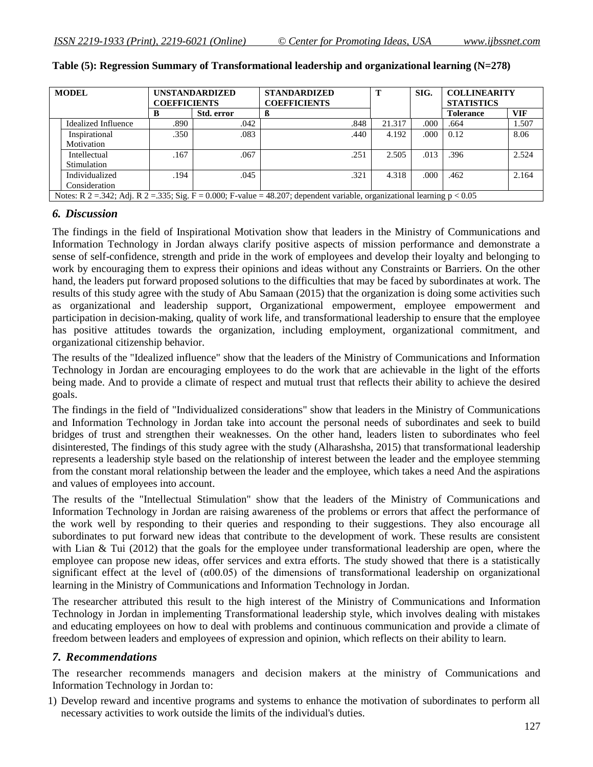**Table (5): Regression Summary of Transformational leadership and organizational learning (N=278)**

| MODEL | UNSTANDARDIZED COEFFICIENTS | | STANDARDIZED COEFFICIENTS | T | SIG. | COLLINEARITY STATISTICS | |
|---|---|---|---|---|---|---|---|
| | B | Std. error | ß | | | Tolerance | VIF |
| Idealized Influence | .890 | .042 | .848 | 21.317 | .000 | .664 | 1.507 |
| Inspirational Motivation | .350 | .083 | .440 | 4.192 | .000 | 0.12 | 8.06 |
| Intellectual Stimulation | .167 | .067 | .251 | 2.505 | .013 | .396 | 2.524 |
| Individualized Consideration | .194 | .045 | .321 | 4.318 | .000 | .462 | 2.164 |

Notes: R 2 =.342; Adj. R 2 =.335; Sig. F = 0.000; F-value = 48.207; dependent variable, organizational learning $p < 0.05$

## *6. Discussion*

The findings in the field of Inspirational Motivation show that leaders in the Ministry of Communications and Information Technology in Jordan always clarify positive aspects of mission performance and demonstrate a sense of self-confidence, strength and pride in the work of employees and develop their loyalty and belonging to work by encouraging them to express their opinions and ideas without any Constraints or Barriers. On the other hand, the leaders put forward proposed solutions to the difficulties that may be faced by subordinates at work. The results of this study agree with the study of Abu Samaan (2015) that the organization is doing some activities such as organizational and leadership support, Organizational empowerment, employee empowerment and participation in decision-making, quality of work life, and transformational leadership to ensure that the employee has positive attitudes towards the organization, including employment, organizational commitment, and organizational citizenship behavior.

The results of the "Idealized influence" show that the leaders of the Ministry of Communications and Information Technology in Jordan are encouraging employees to do the work that are achievable in the light of the efforts being made. And to provide a climate of respect and mutual trust that reflects their ability to achieve the desired goals.

The findings in the field of "Individualized considerations" show that leaders in the Ministry of Communications and Information Technology in Jordan take into account the personal needs of subordinates and seek to build bridges of trust and strengthen their weaknesses. On the other hand, leaders listen to subordinates who feel disinterested, The findings of this study agree with the study (Alharashsha, 2015) that transformational leadership represents a leadership style based on the relationship of interest between the leader and the employee stemming from the constant moral relationship between the leader and the employee, which takes a need And the aspirations and values of employees into account.

The results of the "Intellectual Stimulation" show that the leaders of the Ministry of Communications and Information Technology in Jordan are raising awareness of the problems or errors that affect the performance of the work well by responding to their queries and responding to their suggestions. They also encourage all subordinates to put forward new ideas that contribute to the development of work. These results are consistent with Lian & Tui (2012) that the goals for the employee under transformational leadership are open, where the employee can propose new ideas, offer services and extra efforts. The study showed that there is a statistically significant effect at the level of (α00.05) of the dimensions of transformational leadership on organizational learning in the Ministry of Communications and Information Technology in Jordan.

The researcher attributed this result to the high interest of the Ministry of Communications and Information Technology in Jordan in implementing Transformational leadership style, which involves dealing with mistakes and educating employees on how to deal with problems and continuous communication and provide a climate of freedom between leaders and employees of expression and opinion, which reflects on their ability to learn.

## *7. Recommendations*

The researcher recommends managers and decision makers at the ministry of Communications and Information Technology in Jordan to:

1) Develop reward and incentive programs and systems to enhance the motivation of subordinates to perform all necessary activities to work outside the limits of the individual's duties.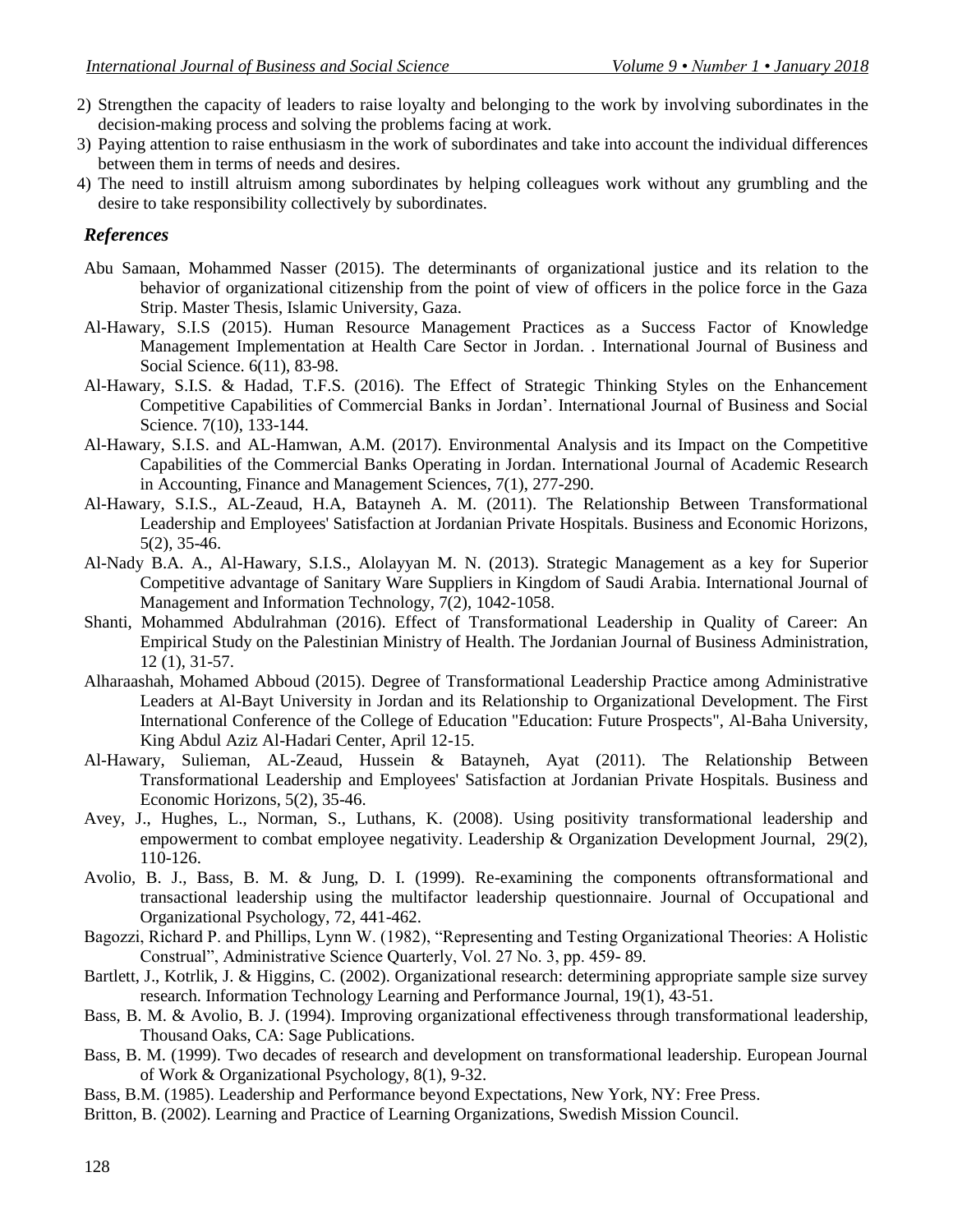2) Strengthen the capacity of leaders to raise loyalty and belonging to the work by involving subordinates in the decision-making process and solving the problems facing at work.
3) Paying attention to raise enthusiasm in the work of subordinates and take into account the individual differences between them in terms of needs and desires.
4) The need to instill altruism among subordinates by helping colleagues work without any grumbling and the desire to take responsibility collectively by subordinates.

## *References*

Abu Samaan, Mohammed Nasser (2015). The determinants of organizational justice and its relation to the behavior of organizational citizenship from the point of view of officers in the police force in the Gaza Strip. Master Thesis, Islamic University, Gaza.

Al-Hawary, S.I.S (2015). Human Resource Management Practices as a Success Factor of Knowledge Management Implementation at Health Care Sector in Jordan. . International Journal of Business and Social Science. 6(11), 83-98.

Al-Hawary, S.I.S. & Hadad, T.F.S. (2016). The Effect of Strategic Thinking Styles on the Enhancement Competitive Capabilities of Commercial Banks in Jordan'. International Journal of Business and Social Science. 7(10), 133-144.

Al-Hawary, S.I.S. and AL-Hamwan, A.M. (2017). Environmental Analysis and its Impact on the Competitive Capabilities of the Commercial Banks Operating in Jordan. International Journal of Academic Research in Accounting, Finance and Management Sciences, 7(1), 277-290.

Al-Hawary, S.I.S., AL-Zeaud, H.A, Batayneh A. M. (2011). The Relationship Between Transformational Leadership and Employees' Satisfaction at Jordanian Private Hospitals. Business and Economic Horizons, 5(2), 35-46.

Al-Nady B.A. A., Al-Hawary, S.I.S., Alolayyan M. N. (2013). Strategic Management as a key for Superior Competitive advantage of Sanitary Ware Suppliers in Kingdom of Saudi Arabia. International Journal of Management and Information Technology, 7(2), 1042-1058.

Shanti, Mohammed Abdulrahman (2016). Effect of Transformational Leadership in Quality of Career: An Empirical Study on the Palestinian Ministry of Health. The Jordanian Journal of Business Administration, 12 (1), 31-57.

Alharaashah, Mohamed Abboud (2015). Degree of Transformational Leadership Practice among Administrative Leaders at Al-Bayt University in Jordan and its Relationship to Organizational Development. The First International Conference of the College of Education "Education: Future Prospects", Al-Baha University, King Abdul Aziz Al-Hadari Center, April 12-15.

Al-Hawary, Sulieman, AL-Zeaud, Hussein & Batayneh, Ayat (2011). The Relationship Between Transformational Leadership and Employees' Satisfaction at Jordanian Private Hospitals. Business and Economic Horizons, 5(2), 35-46.

Avey, J., Hughes, L., Norman, S., Luthans, K. (2008). Using positivity transformational leadership and empowerment to combat employee negativity. Leadership & Organization Development Journal, 29(2), 110-126.

Avolio, B. J., Bass, B. M. & Jung, D. I. (1999). Re-examining the components oftransformational and transactional leadership using the multifactor leadership questionnaire. Journal of Occupational and Organizational Psychology, 72, 441-462.

Bagozzi, Richard P. and Phillips, Lynn W. (1982), "Representing and Testing Organizational Theories: A Holistic Construal", Administrative Science Quarterly, Vol. 27 No. 3, pp. 459- 89.

Bartlett, J., Kotrlik, J. & Higgins, C. (2002). Organizational research: determining appropriate sample size survey research. Information Technology Learning and Performance Journal, 19(1), 43-51.

Bass, B. M. & Avolio, B. J. (1994). Improving organizational effectiveness through transformational leadership, Thousand Oaks, CA: Sage Publications.

Bass, B. M. (1999). Two decades of research and development on transformational leadership. European Journal of Work & Organizational Psychology, 8(1), 9-32.

Bass, B.M. (1985). Leadership and Performance beyond Expectations, New York, NY: Free Press.

Britton, B. (2002). Learning and Practice of Learning Organizations, Swedish Mission Council.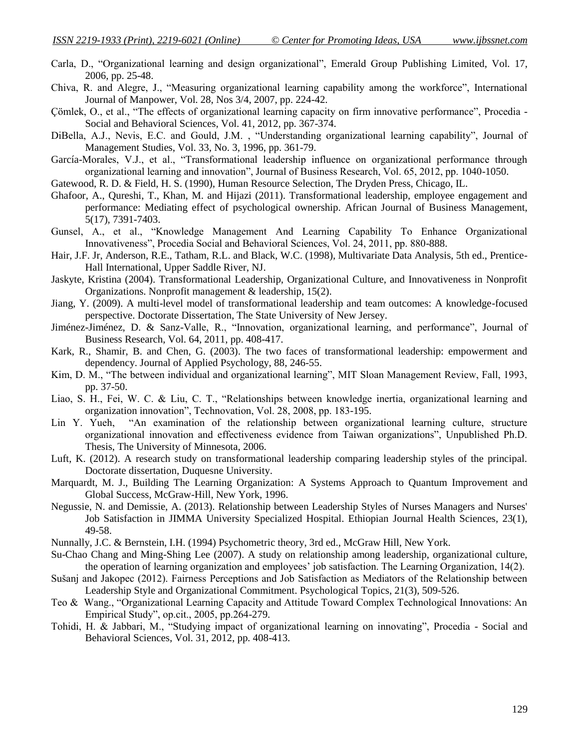Carla, D., "Organizational learning and design organizational", Emerald Group Publishing Limited, Vol. 17, 2006, pp. 25-48.

Chiva, R. and Alegre, J., "Measuring organizational learning capability among the workforce", International Journal of Manpower, Vol. 28, Nos 3/4, 2007, pp. 224-42.

Çömlek, O., et al., "The effects of organizational learning capacity on firm innovative performance", Procedia - Social and Behavioral Sciences, Vol. 41, 2012, pp. 367-374.

DiBella, A.J., Nevis, E.C. and Gould, J.M. , "Understanding organizational learning capability", Journal of Management Studies, Vol. 33, No. 3, 1996, pp. 361-79.

García-Morales, V.J., et al., "Transformational leadership influence on organizational performance through organizational learning and innovation", Journal of Business Research, Vol. 65, 2012, pp. 1040-1050.

Gatewood, R. D. & Field, H. S. (1990), Human Resource Selection, The Dryden Press, Chicago, IL.

Ghafoor, A., Qureshi, T., Khan, M. and Hijazi (2011). Transformational leadership, employee engagement and performance: Mediating effect of psychological ownership. African Journal of Business Management, 5(17), 7391-7403.

Gunsel, A., et al., "Knowledge Management And Learning Capability To Enhance Organizational Innovativeness", Procedia Social and Behavioral Sciences, Vol. 24, 2011, pp. 880-888.

Hair, J.F. Jr, Anderson, R.E., Tatham, R.L. and Black, W.C. (1998), Multivariate Data Analysis, 5th ed., Prentice-Hall International, Upper Saddle River, NJ.

Jaskyte, Kristina (2004). Transformational Leadership, Organizational Culture, and Innovativeness in Nonprofit Organizations. Nonprofit management & leadership, 15(2).

Jiang, Y. (2009). A multi-level model of transformational leadership and team outcomes: A knowledge-focused perspective. Doctorate Dissertation, The State University of New Jersey.

Jiménez-Jiménez, D. & Sanz-Valle, R., "Innovation, organizational learning, and performance", Journal of Business Research, Vol. 64, 2011, pp. 408-417.

Kark, R., Shamir, B. and Chen, G. (2003). The two faces of transformational leadership: empowerment and dependency. Journal of Applied Psychology, 88, 246-55.

Kim, D. M., "The between individual and organizational learning", MIT Sloan Management Review, Fall, 1993, pp. 37-50.

Liao, S. H., Fei, W. C. & Liu, C. T., "Relationships between knowledge inertia, organizational learning and organization innovation", Technovation, Vol. 28, 2008, pp. 183-195.

Lin Y. Yueh, "An examination of the relationship between organizational learning culture, structure organizational innovation and effectiveness evidence from Taiwan organizations", Unpublished Ph.D. Thesis, The University of Minnesota, 2006.

Luft, K. (2012). A research study on transformational leadership comparing leadership styles of the principal. Doctorate dissertation, Duquesne University.

Marquardt, M. J., Building The Learning Organization: A Systems Approach to Quantum Improvement and Global Success, McGraw-Hill, New York, 1996.

Negussie, N. and Demissie, A. (2013). Relationship between Leadership Styles of Nurses Managers and Nurses' Job Satisfaction in JIMMA University Specialized Hospital. Ethiopian Journal Health Sciences, 23(1), 49-58.

Nunnally, J.C. & Bernstein, I.H. (1994) Psychometric theory, 3rd ed., McGraw Hill, New York.

Su-Chao Chang and Ming-Shing Lee (2007). A study on relationship among leadership, organizational culture, the operation of learning organization and employees' job satisfaction. The Learning Organization, 14(2).

Sušanj and Jakopec (2012). Fairness Perceptions and Job Satisfaction as Mediators of the Relationship between Leadership Style and Organizational Commitment. Psychological Topics, 21(3), 509-526.

Teo & Wang., "Organizational Learning Capacity and Attitude Toward Complex Technological Innovations: An Empirical Study", op.cit., 2005, pp.264-279.

Tohidi, H. & Jabbari, M., "Studying impact of organizational learning on innovating", Procedia - Social and Behavioral Sciences, Vol. 31, 2012, pp. 408-413.